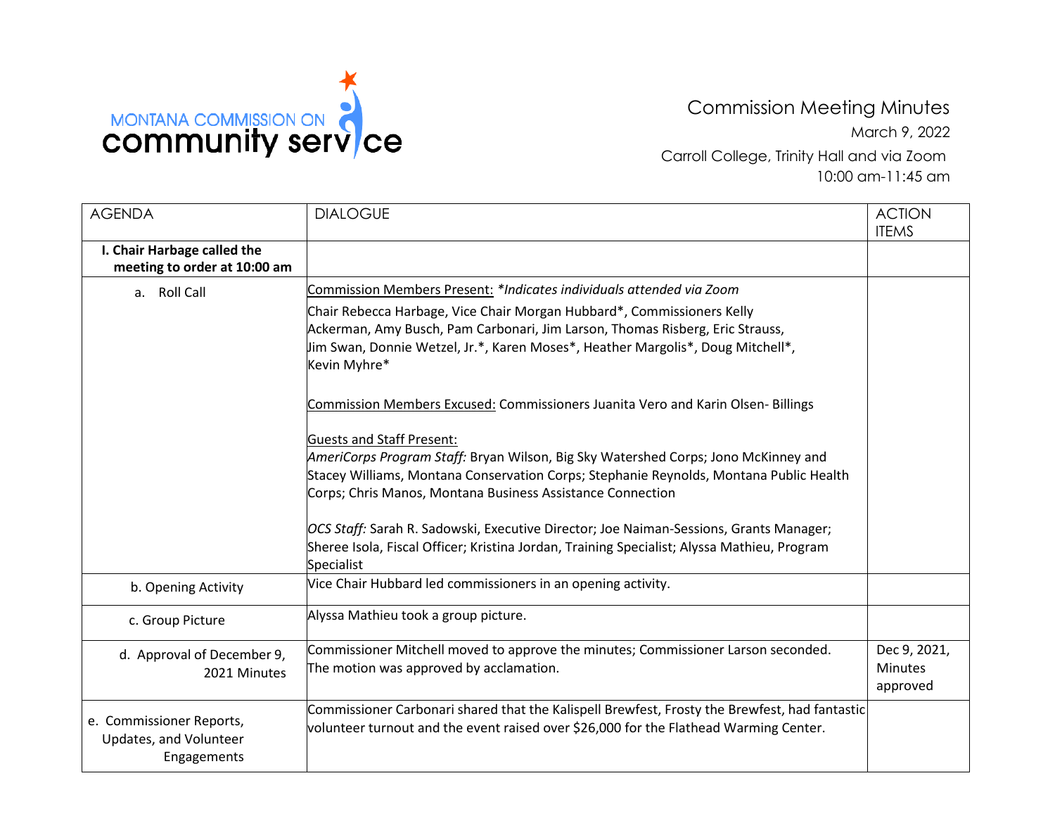MONTANA COMMISSION ON
community service

# Commission Meeting Minutes

March 9, 2022

Carroll College, Trinity Hall and via Zoom

10:00 am-11:45 am

| AGENDA | DIALOGUE | ACTION ITEMS |
|---|---|---|
| **I. Chair Harbage called the meeting to order at 10:00 am** | | |
| a. Roll Call | Commission Members Present: *\*Indicates individuals attended via Zoom*<br><br>Chair Rebecca Harbage, Vice Chair Morgan Hubbard\*, Commissioners Kelly Ackerman, Amy Busch, Pam Carbonari, Jim Larson, Thomas Risberg, Eric Strauss, Jim Swan, Donnie Wetzel, Jr.\*, Karen Moses\*, Heather Margolis\*, Doug Mitchell\*, Kevin Myhre\*<br><br>Commission Members Excused: Commissioners Juanita Vero and Karin Olsen- Billings<br><br>Guests and Staff Present:<br>*AmeriCorps Program Staff:* Bryan Wilson, Big Sky Watershed Corps; Jono McKinney and Stacey Williams, Montana Conservation Corps; Stephanie Reynolds, Montana Public Health Corps; Chris Manos, Montana Business Assistance Connection<br><br>*OCS Staff:* Sarah R. Sadowski, Executive Director; Joe Naiman-Sessions, Grants Manager; Sheree Isola, Fiscal Officer; Kristina Jordan, Training Specialist; Alyssa Mathieu, Program Specialist | |
| b. Opening Activity | Vice Chair Hubbard led commissioners in an opening activity. | |
| c. Group Picture | Alyssa Mathieu took a group picture. | |
| d. Approval of December 9, 2021 Minutes | Commissioner Mitchell moved to approve the minutes; Commissioner Larson seconded. The motion was approved by acclamation. | Dec 9, 2021, Minutes approved |
| e. Commissioner Reports, Updates, and Volunteer Engagements | Commissioner Carbonari shared that the Kalispell Brewfest, Frosty the Brewfest, had fantastic volunteer turnout and the event raised over $26,000 for the Flathead Warming Center. | |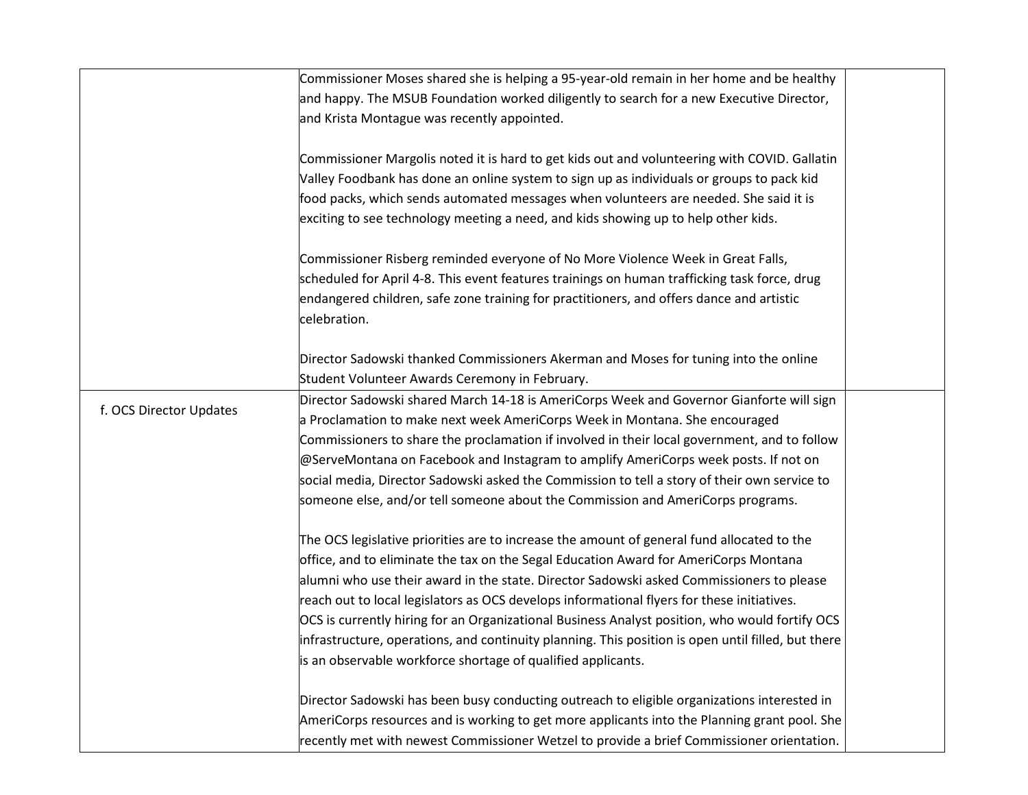|  |  |  |
| --- | --- | --- |
|  | Commissioner Moses shared she is helping a 95-year-old remain in her home and be healthy and happy. The MSUB Foundation worked diligently to search for a new Executive Director, and Krista Montague was recently appointed.<br><br>Commissioner Margolis noted it is hard to get kids out and volunteering with COVID. Gallatin Valley Foodbank has done an online system to sign up as individuals or groups to pack kid food packs, which sends automated messages when volunteers are needed. She said it is exciting to see technology meeting a need, and kids showing up to help other kids.<br><br>Commissioner Risberg reminded everyone of No More Violence Week in Great Falls, scheduled for April 4-8. This event features trainings on human trafficking task force, drug endangered children, safe zone training for practitioners, and offers dance and artistic celebration.<br><br>Director Sadowski thanked Commissioners Akerman and Moses for tuning into the online Student Volunteer Awards Ceremony in February. |  |
| f. OCS Director Updates | Director Sadowski shared March 14-18 is AmeriCorps Week and Governor Gianforte will sign a Proclamation to make next week AmeriCorps Week in Montana. She encouraged Commissioners to share the proclamation if involved in their local government, and to follow @ServeMontana on Facebook and Instagram to amplify AmeriCorps week posts. If not on social media, Director Sadowski asked the Commission to tell a story of their own service to someone else, and/or tell someone about the Commission and AmeriCorps programs.<br><br>The OCS legislative priorities are to increase the amount of general fund allocated to the office, and to eliminate the tax on the Segal Education Award for AmeriCorps Montana alumni who use their award in the state. Director Sadowski asked Commissioners to please reach out to local legislators as OCS develops informational flyers for these initiatives.<br>OCS is currently hiring for an Organizational Business Analyst position, who would fortify OCS infrastructure, operations, and continuity planning. This position is open until filled, but there is an observable workforce shortage of qualified applicants.<br><br>Director Sadowski has been busy conducting outreach to eligible organizations interested in AmeriCorps resources and is working to get more applicants into the Planning grant pool. She recently met with newest Commissioner Wetzel to provide a brief Commissioner orientation. |  |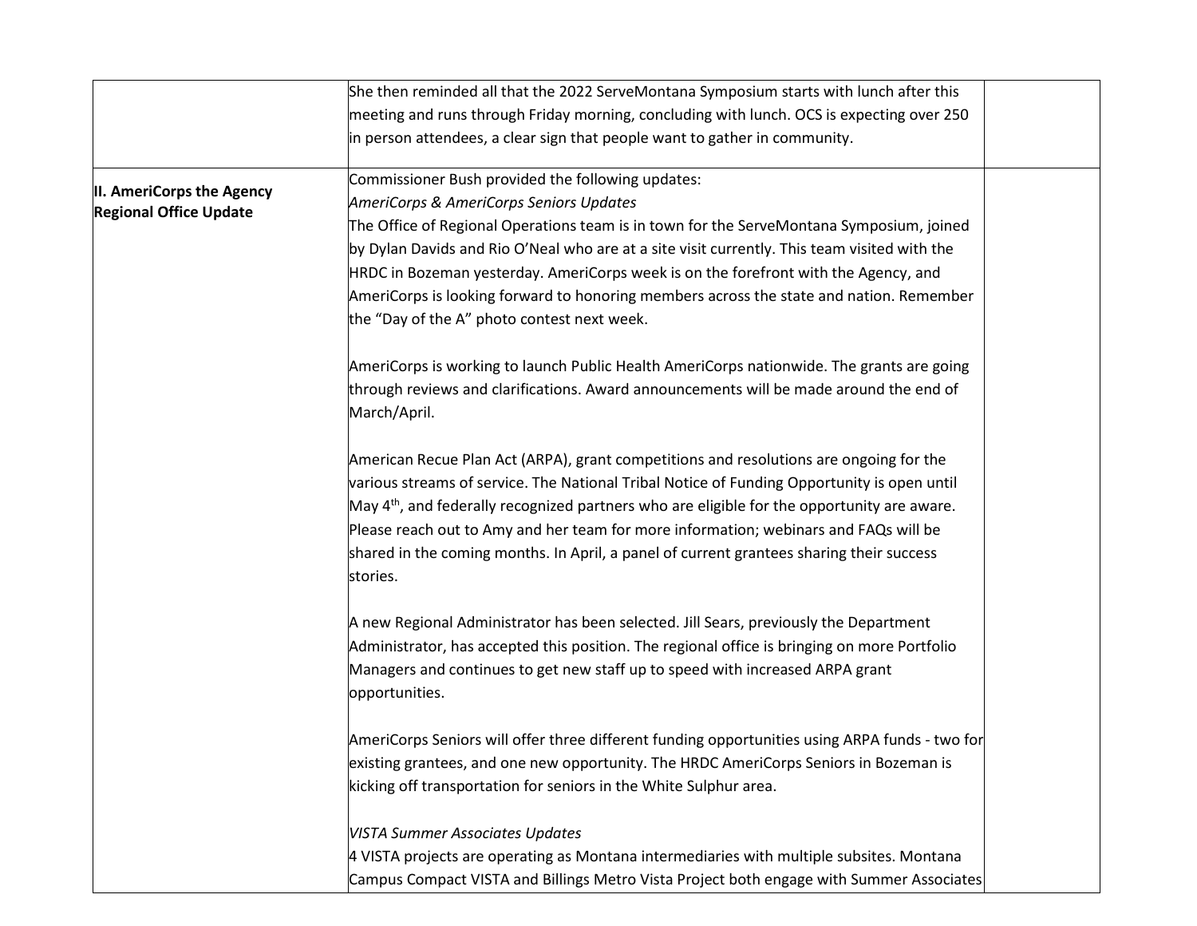| | | |
|---|---|---|
| | She then reminded all that the 2022 ServeMontana Symposium starts with lunch after this meeting and runs through Friday morning, concluding with lunch. OCS is expecting over 250 in person attendees, a clear sign that people want to gather in community. | |
| **II. AmeriCorps the Agency Regional Office Update** | Commissioner Bush provided the following updates:<br>*AmeriCorps & AmeriCorps Seniors Updates*<br>The Office of Regional Operations team is in town for the ServeMontana Symposium, joined by Dylan Davids and Rio O'Neal who are at a site visit currently. This team visited with the HRDC in Bozeman yesterday. AmeriCorps week is on the forefront with the Agency, and AmeriCorps is looking forward to honoring members across the state and nation. Remember the "Day of the A" photo contest next week.<br><br>AmeriCorps is working to launch Public Health AmeriCorps nationwide. The grants are going through reviews and clarifications. Award announcements will be made around the end of March/April.<br><br>American Recue Plan Act (ARPA), grant competitions and resolutions are ongoing for the various streams of service. The National Tribal Notice of Funding Opportunity is open until May 4th, and federally recognized partners who are eligible for the opportunity are aware. Please reach out to Amy and her team for more information; webinars and FAQs will be shared in the coming months. In April, a panel of current grantees sharing their success stories.<br><br>A new Regional Administrator has been selected. Jill Sears, previously the Department Administrator, has accepted this position. The regional office is bringing on more Portfolio Managers and continues to get new staff up to speed with increased ARPA grant opportunities.<br><br>AmeriCorps Seniors will offer three different funding opportunities using ARPA funds - two for existing grantees, and one new opportunity. The HRDC AmeriCorps Seniors in Bozeman is kicking off transportation for seniors in the White Sulphur area.<br><br>*VISTA Summer Associates Updates*<br>4 VISTA projects are operating as Montana intermediaries with multiple subsites. Montana Campus Compact VISTA and Billings Metro Vista Project both engage with Summer Associates | |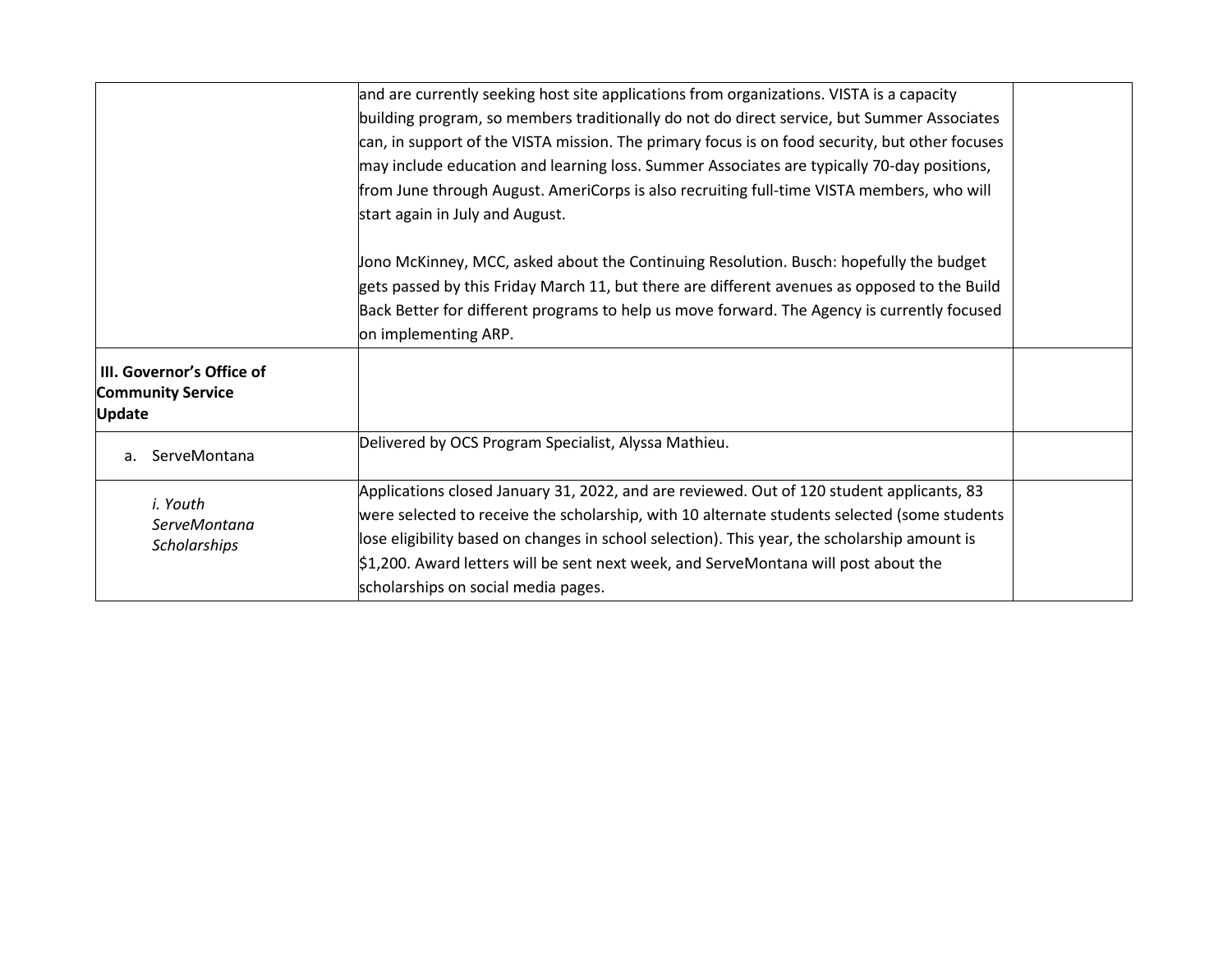| | | |
|---|---|---|
| | and are currently seeking host site applications from organizations. VISTA is a capacity building program, so members traditionally do not do direct service, but Summer Associates can, in support of the VISTA mission. The primary focus is on food security, but other focuses may include education and learning loss. Summer Associates are typically 70-day positions, from June through August. AmeriCorps is also recruiting full-time VISTA members, who will start again in July and August.<br><br>Jono McKinney, MCC, asked about the Continuing Resolution. Busch: hopefully the budget gets passed by this Friday March 11, but there are different avenues as opposed to the Build Back Better for different programs to help us move forward. The Agency is currently focused on implementing ARP. | |
| **III. Governor's Office of Community Service Update** | | |
| a. ServeMontana | Delivered by OCS Program Specialist, Alyssa Mathieu. | |
| *i. Youth ServeMontana Scholarships* | Applications closed January 31, 2022, and are reviewed. Out of 120 student applicants, 83 were selected to receive the scholarship, with 10 alternate students selected (some students lose eligibility based on changes in school selection). This year, the scholarship amount is $1,200. Award letters will be sent next week, and ServeMontana will post about the scholarships on social media pages. | |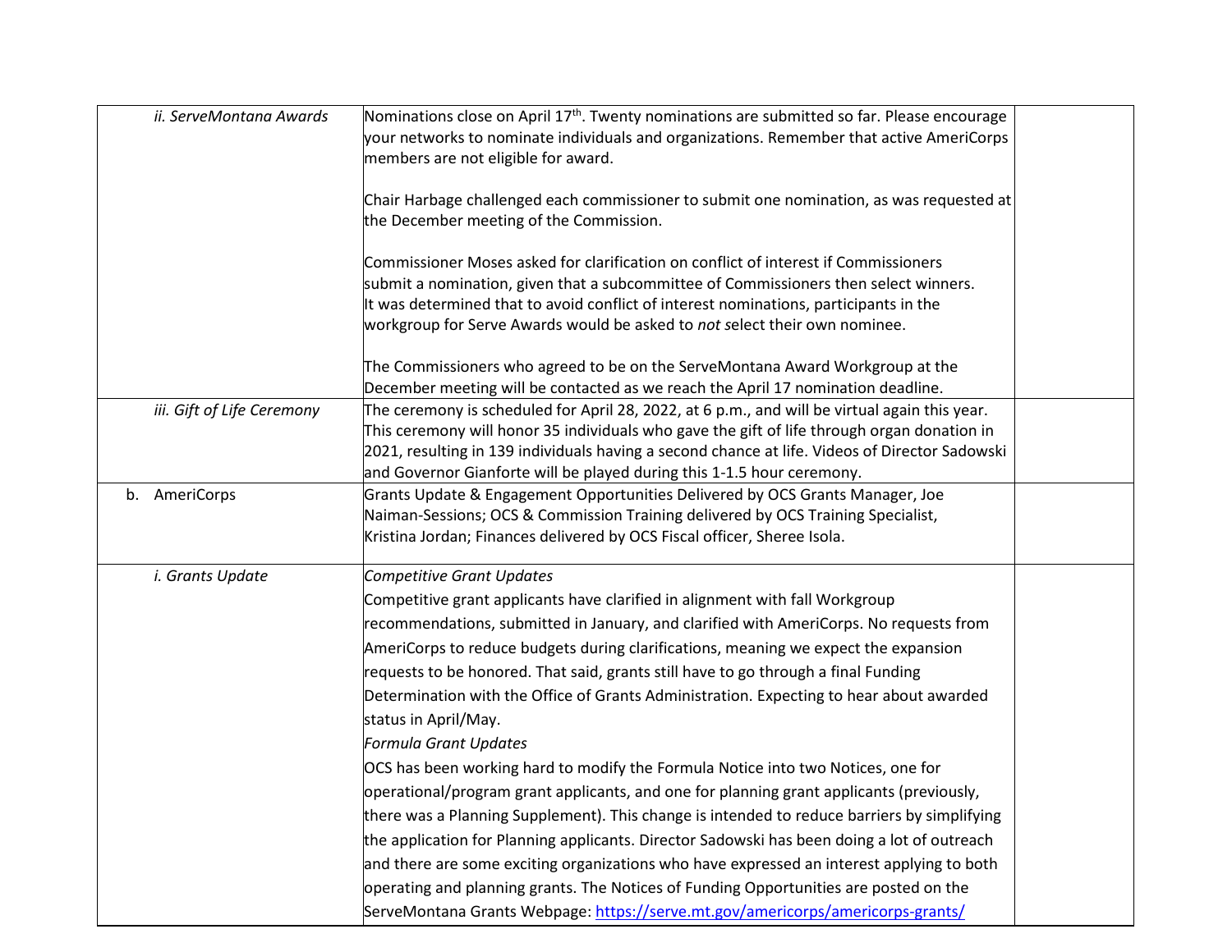| | | |
|---|---|---|
| *ii. ServeMontana Awards* | Nominations close on April 17th. Twenty nominations are submitted so far. Please encourage your networks to nominate individuals and organizations. Remember that active AmeriCorps members are not eligible for award.<br><br>Chair Harbage challenged each commissioner to submit one nomination, as was requested at the December meeting of the Commission.<br><br>Commissioner Moses asked for clarification on conflict of interest if Commissioners submit a nomination, given that a subcommittee of Commissioners then select winners. It was determined that to avoid conflict of interest nominations, participants in the workgroup for Serve Awards would be asked to *not s*elect their own nominee.<br><br>The Commissioners who agreed to be on the ServeMontana Award Workgroup at the December meeting will be contacted as we reach the April 17 nomination deadline. | |
| *iii. Gift of Life Ceremony* | The ceremony is scheduled for April 28, 2022, at 6 p.m., and will be virtual again this year. This ceremony will honor 35 individuals who gave the gift of life through organ donation in 2021, resulting in 139 individuals having a second chance at life. Videos of Director Sadowski and Governor Gianforte will be played during this 1-1.5 hour ceremony. | |
| b. AmeriCorps | Grants Update & Engagement Opportunities Delivered by OCS Grants Manager, Joe Naiman-Sessions; OCS & Commission Training delivered by OCS Training Specialist, Kristina Jordan; Finances delivered by OCS Fiscal officer, Sheree Isola. | |
| *i. Grants Update* | *Competitive Grant Updates*<br>Competitive grant applicants have clarified in alignment with fall Workgroup recommendations, submitted in January, and clarified with AmeriCorps. No requests from AmeriCorps to reduce budgets during clarifications, meaning we expect the expansion requests to be honored. That said, grants still have to go through a final Funding Determination with the Office of Grants Administration. Expecting to hear about awarded status in April/May.<br>*Formula Grant Updates*<br>OCS has been working hard to modify the Formula Notice into two Notices, one for operational/program grant applicants, and one for planning grant applicants (previously, there was a Planning Supplement). This change is intended to reduce barriers by simplifying the application for Planning applicants. Director Sadowski has been doing a lot of outreach and there are some exciting organizations who have expressed an interest applying to both operating and planning grants. The Notices of Funding Opportunities are posted on the ServeMontana Grants Webpage: https://serve.mt.gov/americorps/americorps-grants/ | |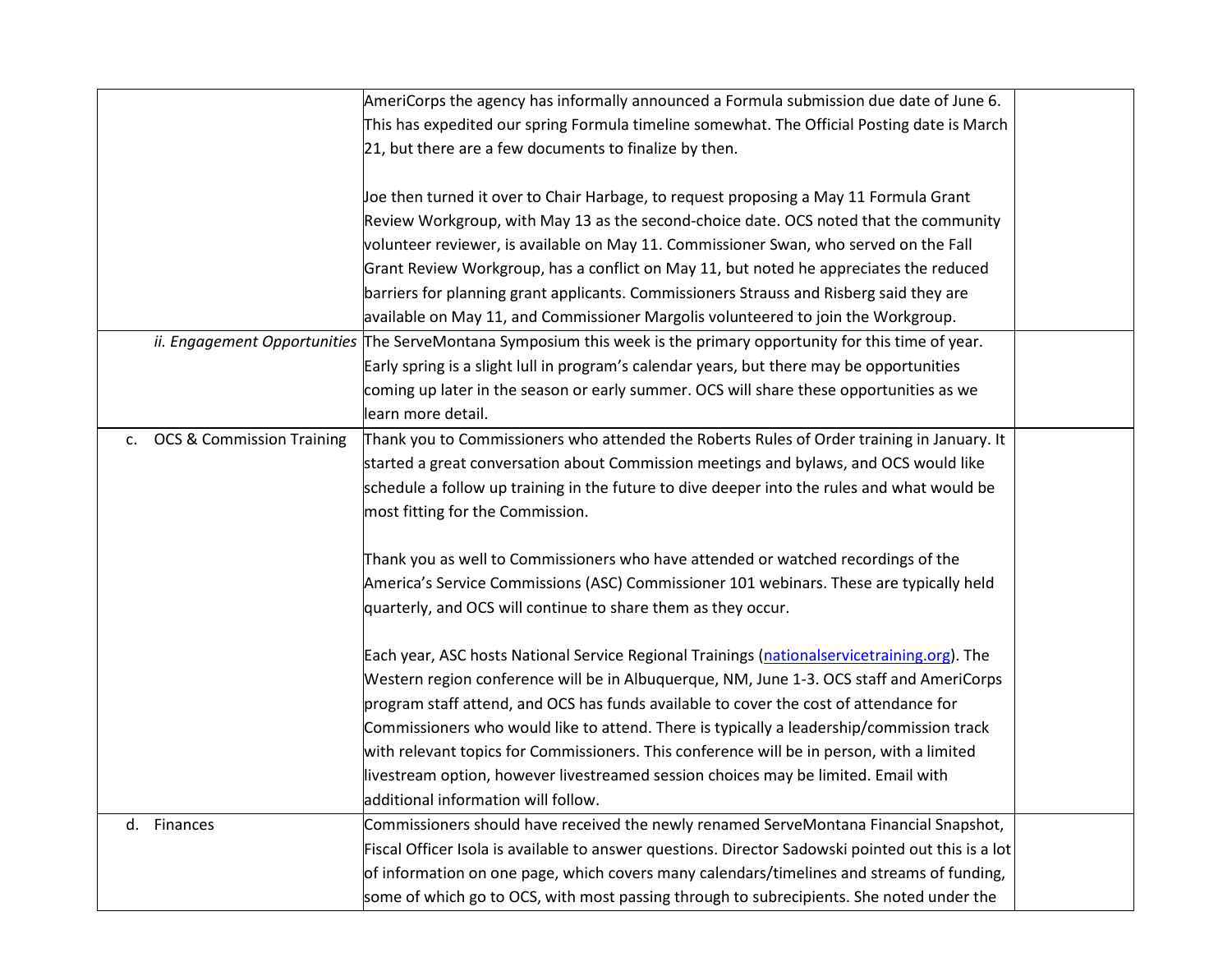| | | |
|---|---|---|
| | AmeriCorps the agency has informally announced a Formula submission due date of June 6. This has expedited our spring Formula timeline somewhat. The Official Posting date is March 21, but there are a few documents to finalize by then.<br><br>Joe then turned it over to Chair Harbage, to request proposing a May 11 Formula Grant Review Workgroup, with May 13 as the second-choice date. OCS noted that the community volunteer reviewer, is available on May 11. Commissioner Swan, who served on the Fall Grant Review Workgroup, has a conflict on May 11, but noted he appreciates the reduced barriers for planning grant applicants. Commissioners Strauss and Risberg said they are available on May 11, and Commissioner Margolis volunteered to join the Workgroup. | |
| *ii. Engagement Opportunities* | The ServeMontana Symposium this week is the primary opportunity for this time of year. Early spring is a slight lull in program's calendar years, but there may be opportunities coming up later in the season or early summer. OCS will share these opportunities as we learn more detail. | |
| c. OCS & Commission Training | Thank you to Commissioners who attended the Roberts Rules of Order training in January. It started a great conversation about Commission meetings and bylaws, and OCS would like schedule a follow up training in the future to dive deeper into the rules and what would be most fitting for the Commission.<br><br>Thank you as well to Commissioners who have attended or watched recordings of the America's Service Commissions (ASC) Commissioner 101 webinars. These are typically held quarterly, and OCS will continue to share them as they occur.<br><br>Each year, ASC hosts National Service Regional Trainings (nationalservicetraining.org). The Western region conference will be in Albuquerque, NM, June 1-3. OCS staff and AmeriCorps program staff attend, and OCS has funds available to cover the cost of attendance for Commissioners who would like to attend. There is typically a leadership/commission track with relevant topics for Commissioners. This conference will be in person, with a limited livestream option, however livestreamed session choices may be limited. Email with additional information will follow. | |
| d. Finances | Commissioners should have received the newly renamed ServeMontana Financial Snapshot, Fiscal Officer Isola is available to answer questions. Director Sadowski pointed out this is a lot of information on one page, which covers many calendars/timelines and streams of funding, some of which go to OCS, with most passing through to subrecipients. She noted under the | |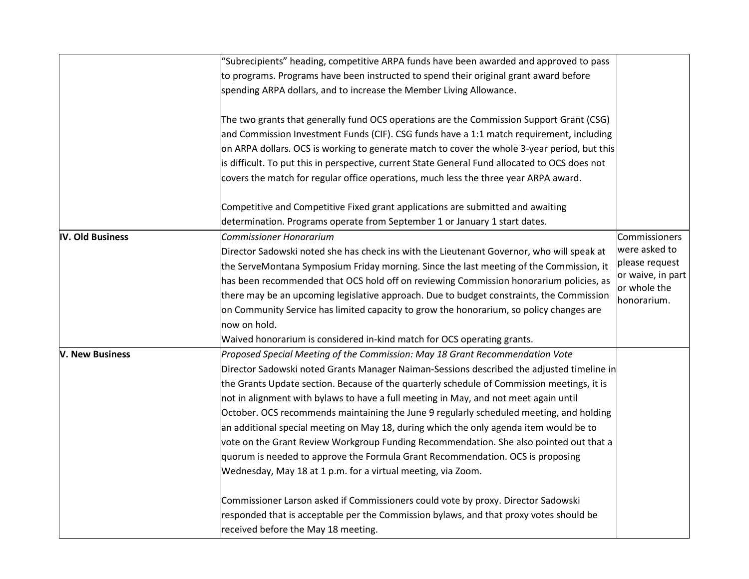| | | |
|---|---|---|
| | "Subrecipients" heading, competitive ARPA funds have been awarded and approved to pass to programs. Programs have been instructed to spend their original grant award before spending ARPA dollars, and to increase the Member Living Allowance.<br><br>The two grants that generally fund OCS operations are the Commission Support Grant (CSG) and Commission Investment Funds (CIF). CSG funds have a 1:1 match requirement, including on ARPA dollars. OCS is working to generate match to cover the whole 3-year period, but this is difficult. To put this in perspective, current State General Fund allocated to OCS does not covers the match for regular office operations, much less the three year ARPA award.<br><br>Competitive and Competitive Fixed grant applications are submitted and awaiting determination. Programs operate from September 1 or January 1 start dates. | |
| **IV. Old Business** | *Commissioner Honorarium*<br>Director Sadowski noted she has check ins with the Lieutenant Governor, who will speak at the ServeMontana Symposium Friday morning. Since the last meeting of the Commission, it has been recommended that OCS hold off on reviewing Commission honorarium policies, as there may be an upcoming legislative approach. Due to budget constraints, the Commission on Community Service has limited capacity to grow the honorarium, so policy changes are now on hold.<br>Waived honorarium is considered in-kind match for OCS operating grants. | Commissioners were asked to please request or waive, in part or whole the honorarium. |
| **V. New Business** | *Proposed Special Meeting of the Commission: May 18 Grant Recommendation Vote*<br>Director Sadowski noted Grants Manager Naiman-Sessions described the adjusted timeline in the Grants Update section. Because of the quarterly schedule of Commission meetings, it is not in alignment with bylaws to have a full meeting in May, and not meet again until October. OCS recommends maintaining the June 9 regularly scheduled meeting, and holding an additional special meeting on May 18, during which the only agenda item would be to vote on the Grant Review Workgroup Funding Recommendation. She also pointed out that a quorum is needed to approve the Formula Grant Recommendation. OCS is proposing Wednesday, May 18 at 1 p.m. for a virtual meeting, via Zoom.<br><br>Commissioner Larson asked if Commissioners could vote by proxy. Director Sadowski responded that is acceptable per the Commission bylaws, and that proxy votes should be received before the May 18 meeting. | |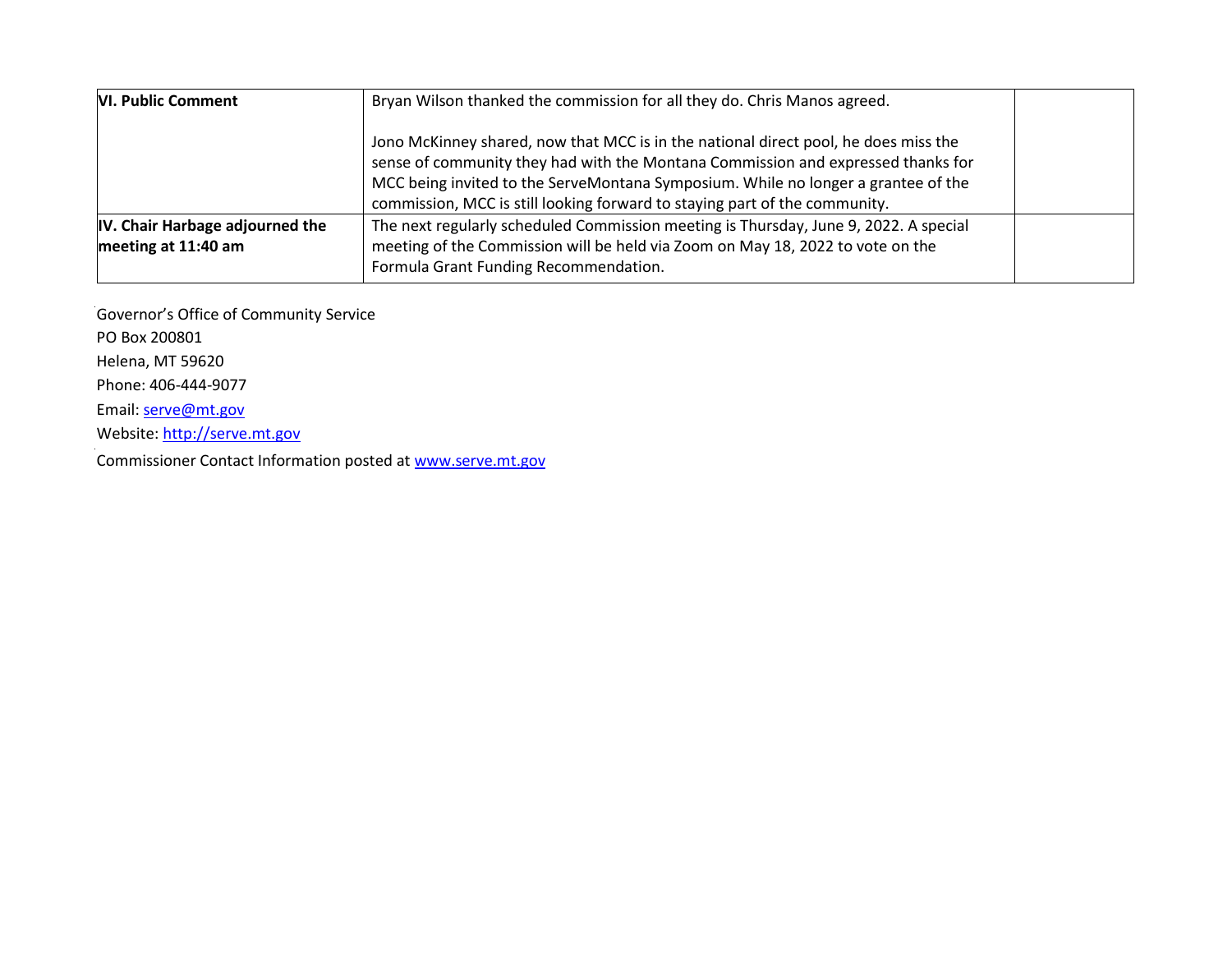| | | |
|---|---|---|
| **VI. Public Comment** | Bryan Wilson thanked the commission for all they do. Chris Manos agreed.<br><br>Jono McKinney shared, now that MCC is in the national direct pool, he does miss the sense of community they had with the Montana Commission and expressed thanks for MCC being invited to the ServeMontana Symposium. While no longer a grantee of the commission, MCC is still looking forward to staying part of the community. | |
| **IV. Chair Harbage adjourned the meeting at 11:40 am** | The next regularly scheduled Commission meeting is Thursday, June 9, 2022. A special meeting of the Commission will be held via Zoom on May 18, 2022 to vote on the Formula Grant Funding Recommendation. | |

Governor's Office of Community Service

PO Box 200801

Helena, MT 59620

Phone: 406-444-9077

Email: serve@mt.gov

Website: http://serve.mt.gov

Commissioner Contact Information posted at www.serve.mt.gov